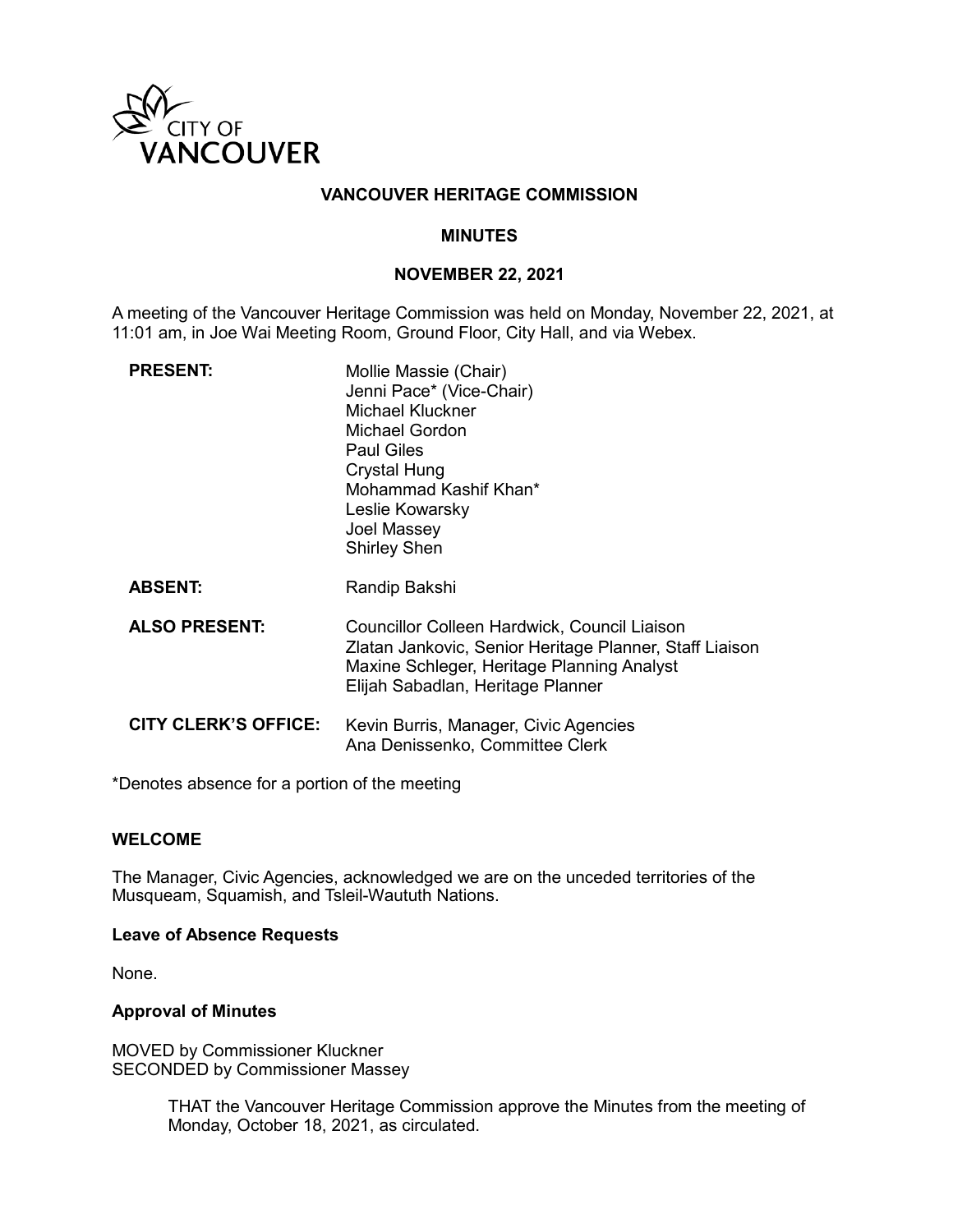CITY OF VANCOUVER

# VANCOUVER HERITAGE COMMISSION

## MINUTES

## NOVEMBER 22, 2021

A meeting of the Vancouver Heritage Commission was held on Monday, November 22, 2021, at 11:01 am, in Joe Wai Meeting Room, Ground Floor, City Hall, and via Webex.

**PRESENT:**
Mollie Massie (Chair)
Jenni Pace* (Vice-Chair)
Michael Kluckner
Michael Gordon
Paul Giles
Crystal Hung
Mohammad Kashif Khan*
Leslie Kowarsky
Joel Massey
Shirley Shen

**ABSENT:**
Randip Bakshi

**ALSO PRESENT:**
Councillor Colleen Hardwick, Council Liaison
Zlatan Jankovic, Senior Heritage Planner, Staff Liaison
Maxine Schleger, Heritage Planning Analyst
Elijah Sabadlan, Heritage Planner

**CITY CLERK'S OFFICE:**
Kevin Burris, Manager, Civic Agencies
Ana Denissenko, Committee Clerk

*Denotes absence for a portion of the meeting

### WELCOME

The Manager, Civic Agencies, acknowledged we are on the unceded territories of the Musqueam, Squamish, and Tsleil-Waututh Nations.

### Leave of Absence Requests

None.

### Approval of Minutes

MOVED by Commissioner Kluckner
SECONDED by Commissioner Massey

> THAT the Vancouver Heritage Commission approve the Minutes from the meeting of Monday, October 18, 2021, as circulated.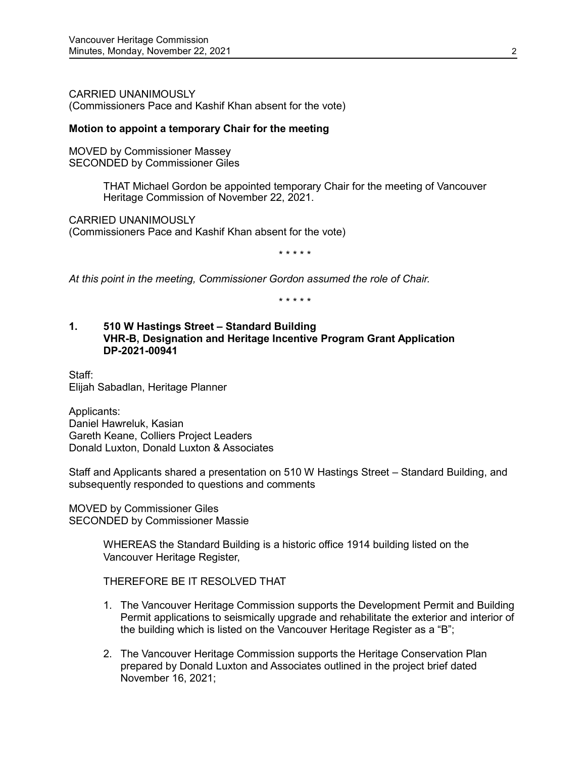CARRIED UNANIMOUSLY
(Commissioners Pace and Kashif Khan absent for the vote)

**Motion to appoint a temporary Chair for the meeting**

MOVED by Commissioner Massey
SECONDED by Commissioner Giles

> THAT Michael Gordon be appointed temporary Chair for the meeting of Vancouver Heritage Commission of November 22, 2021.

CARRIED UNANIMOUSLY
(Commissioners Pace and Kashif Khan absent for the vote)

\* \* \* \* \*

*At this point in the meeting, Commissioner Gordon assumed the role of Chair.*

\* \* \* \* \*

## 1. 510 W Hastings Street – Standard Building VHR-B, Designation and Heritage Incentive Program Grant Application DP-2021-00941

Staff:
Elijah Sabadlan, Heritage Planner

Applicants:
Daniel Hawreluk, Kasian
Gareth Keane, Colliers Project Leaders
Donald Luxton, Donald Luxton & Associates

Staff and Applicants shared a presentation on 510 W Hastings Street – Standard Building, and subsequently responded to questions and comments

MOVED by Commissioner Giles
SECONDED by Commissioner Massie

> WHEREAS the Standard Building is a historic office 1914 building listed on the Vancouver Heritage Register,
>
> THEREFORE BE IT RESOLVED THAT
>
> 1. The Vancouver Heritage Commission supports the Development Permit and Building Permit applications to seismically upgrade and rehabilitate the exterior and interior of the building which is listed on the Vancouver Heritage Register as a "B";
>
> 2. The Vancouver Heritage Commission supports the Heritage Conservation Plan prepared by Donald Luxton and Associates outlined in the project brief dated November 16, 2021;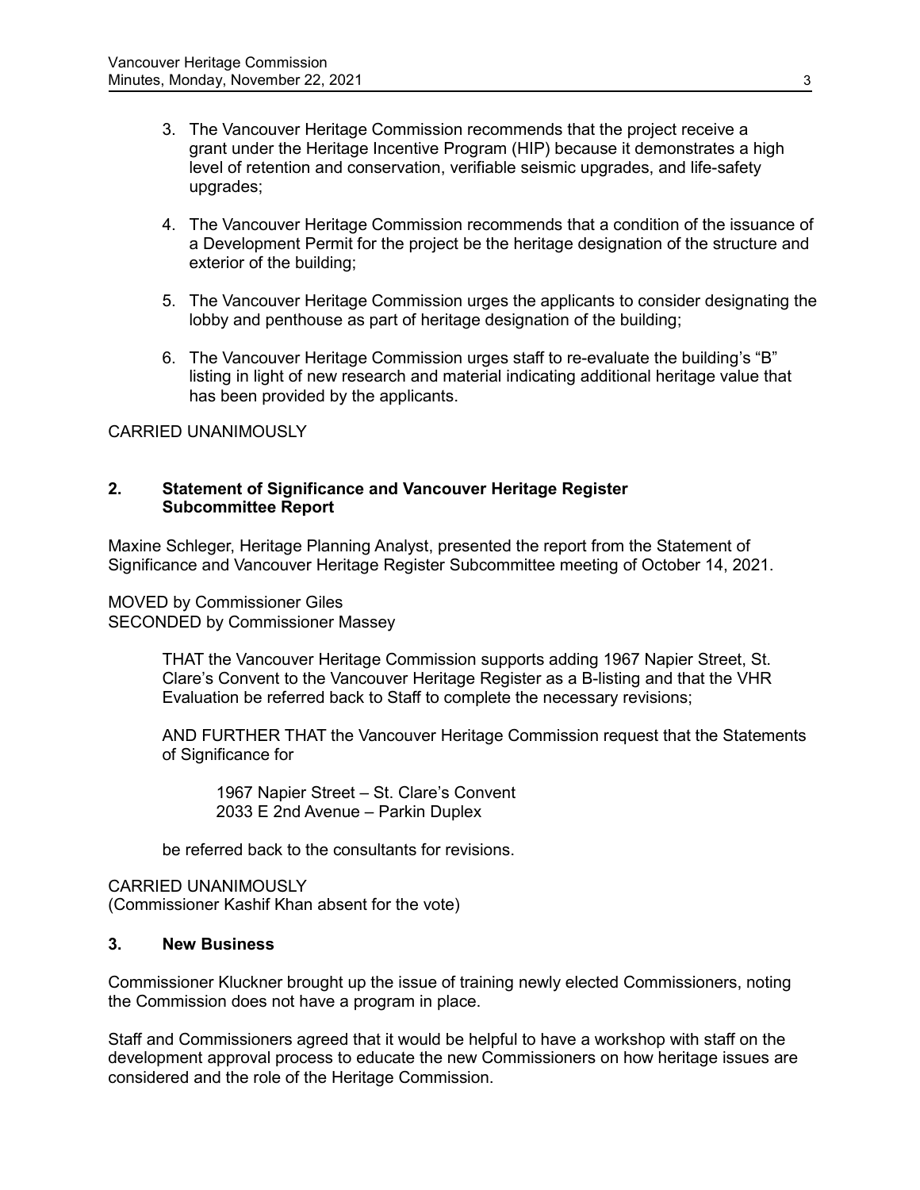3. The Vancouver Heritage Commission recommends that the project receive a grant under the Heritage Incentive Program (HIP) because it demonstrates a high level of retention and conservation, verifiable seismic upgrades, and life-safety upgrades;

4. The Vancouver Heritage Commission recommends that a condition of the issuance of a Development Permit for the project be the heritage designation of the structure and exterior of the building;

5. The Vancouver Heritage Commission urges the applicants to consider designating the lobby and penthouse as part of heritage designation of the building;

6. The Vancouver Heritage Commission urges staff to re-evaluate the building's "B" listing in light of new research and material indicating additional heritage value that has been provided by the applicants.

CARRIED UNANIMOUSLY

**2. Statement of Significance and Vancouver Heritage Register Subcommittee Report**

Maxine Schleger, Heritage Planning Analyst, presented the report from the Statement of Significance and Vancouver Heritage Register Subcommittee meeting of October 14, 2021.

MOVED by Commissioner Giles
SECONDED by Commissioner Massey

> THAT the Vancouver Heritage Commission supports adding 1967 Napier Street, St. Clare's Convent to the Vancouver Heritage Register as a B-listing and that the VHR Evaluation be referred back to Staff to complete the necessary revisions;
>
> AND FURTHER THAT the Vancouver Heritage Commission request that the Statements of Significance for
>
> 1967 Napier Street – St. Clare's Convent
> 2033 E 2nd Avenue – Parkin Duplex
>
> be referred back to the consultants for revisions.

CARRIED UNANIMOUSLY
(Commissioner Kashif Khan absent for the vote)

**3. New Business**

Commissioner Kluckner brought up the issue of training newly elected Commissioners, noting the Commission does not have a program in place.

Staff and Commissioners agreed that it would be helpful to have a workshop with staff on the development approval process to educate the new Commissioners on how heritage issues are considered and the role of the Heritage Commission.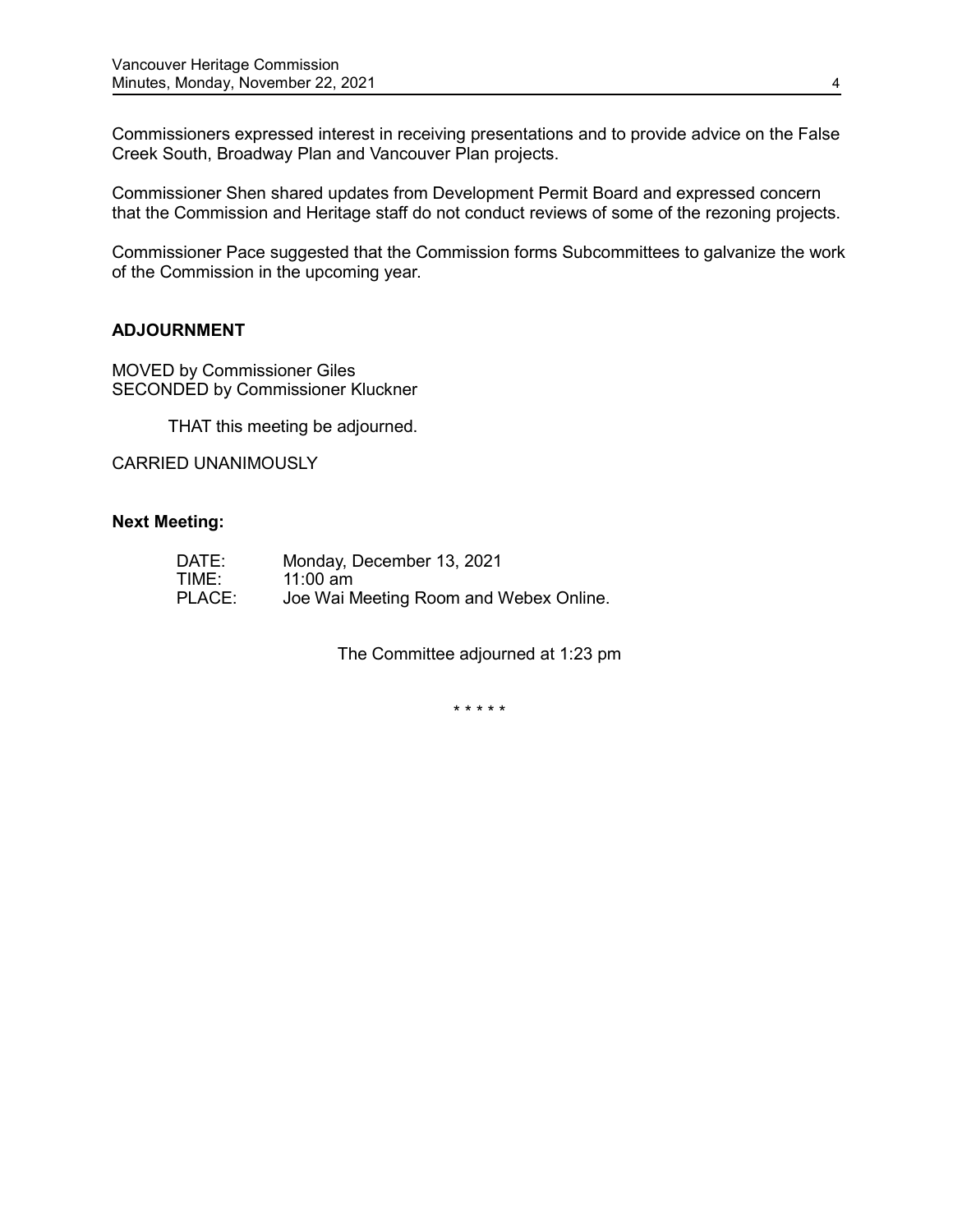Commissioners expressed interest in receiving presentations and to provide advice on the False Creek South, Broadway Plan and Vancouver Plan projects.

Commissioner Shen shared updates from Development Permit Board and expressed concern that the Commission and Heritage staff do not conduct reviews of some of the rezoning projects.

Commissioner Pace suggested that the Commission forms Subcommittees to galvanize the work of the Commission in the upcoming year.

## ADJOURNMENT

MOVED by Commissioner Giles
SECONDED by Commissioner Kluckner

THAT this meeting be adjourned.

CARRIED UNANIMOUSLY

**Next Meeting:**

| | |
|---|---|
| DATE: | Monday, December 13, 2021 |
| TIME: | 11:00 am |
| PLACE: | Joe Wai Meeting Room and Webex Online. |

The Committee adjourned at 1:23 pm

* * * * *